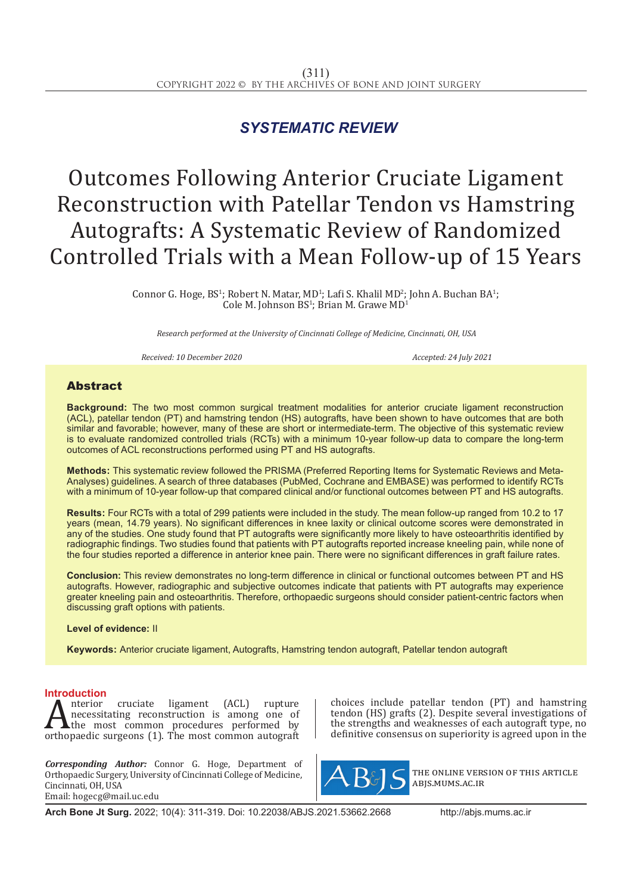*SYSTEMATIC REVIEW*

# Outcomes Following Anterior Cruciate Ligament Reconstruction with Patellar Tendon vs Hamstring Autografts: A Systematic Review of Randomized Controlled Trials with a Mean Follow-up of 15 Years

Connor G. Hoge, BS[1]; Robert N. Matar, MD[1]; Lafi S. Khalil MD[2]; John A. Buchan BA[1]; Cole M. Johnson BS[1]; Brian M. Grawe MD[1]

*Research performed at the University of Cincinnati College of Medicine, Cincinnati, OH, USA*

*Received: 10 December 2020* *Accepted: 24 July 2021*

## Abstract

**Background:** The two most common surgical treatment modalities for anterior cruciate ligament reconstruction (ACL), patellar tendon (PT) and hamstring tendon (HS) autografts, have been shown to have outcomes that are both similar and favorable; however, many of these are short or intermediate-term. The objective of this systematic review is to evaluate randomized controlled trials (RCTs) with a minimum 10-year follow-up data to compare the long-term outcomes of ACL reconstructions performed using PT and HS autografts.

**Methods:** This systematic review followed the PRISMA (Preferred Reporting Items for Systematic Reviews and Meta-Analyses) guidelines. A search of three databases (PubMed, Cochrane and EMBASE) was performed to identify RCTs with a minimum of 10-year follow-up that compared clinical and/or functional outcomes between PT and HS autografts.

**Results:** Four RCTs with a total of 299 patients were included in the study. The mean follow-up ranged from 10.2 to 17 years (mean, 14.79 years). No significant differences in knee laxity or clinical outcome scores were demonstrated in any of the studies. One study found that PT autografts were significantly more likely to have osteoarthritis identified by radiographic findings. Two studies found that patients with PT autografts reported increase kneeling pain, while none of the four studies reported a difference in anterior knee pain. There were no significant differences in graft failure rates.

**Conclusion:** This review demonstrates no long-term difference in clinical or functional outcomes between PT and HS autografts. However, radiographic and subjective outcomes indicate that patients with PT autografts may experience greater kneeling pain and osteoarthritis. Therefore, orthopaedic surgeons should consider patient-centric factors when discussing graft options with patients.

**Level of evidence:** II

**Keywords:** Anterior cruciate ligament, Autografts, Hamstring tendon autograft, Patellar tendon autograft

## Introduction

Anterior cruciate ligament (ACL) rupture necessitating reconstruction is among one of the most common procedures performed by orthopaedic surgeons (1). The most common autograft choices include patellar tendon (PT) and hamstring tendon (HS) grafts (2). Despite several investigations of the strengths and weaknesses of each autograft type, no definitive consensus on superiority is agreed upon in the

***Corresponding Author:*** Connor G. Hoge, Department of Orthopaedic Surgery, University of Cincinnati College of Medicine, Cincinnati, OH, USA
Email: hogecg@mail.uc.edu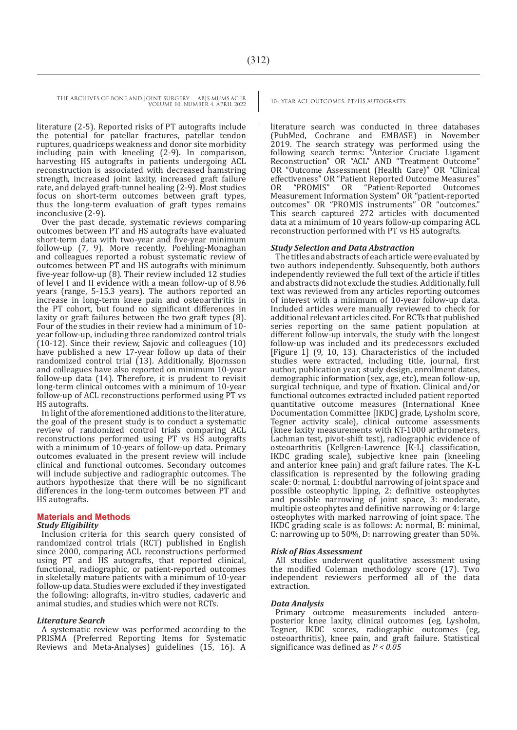literature (2-5). Reported risks of PT autografts include the potential for patellar fractures, patellar tendon ruptures, quadriceps weakness and donor site morbidity including pain with kneeling (2-9). In comparison, harvesting HS autografts in patients undergoing ACL reconstruction is associated with decreased hamstring strength, increased joint laxity, increased graft failure rate, and delayed graft-tunnel healing (2-9). Most studies focus on short-term outcomes between graft types, thus the long-term evaluation of graft types remains inconclusive (2-9).

Over the past decade, systematic reviews comparing outcomes between PT and HS autografts have evaluated short-term data with two-year and five-year minimum follow-up (7, 9). More recently, Poehling-Monaghan and colleagues reported a robust systematic review of outcomes between PT and HS autografts with minimum five-year follow-up (8). Their review included 12 studies of level I and II evidence with a mean follow-up of 8.96 years (range, 5-15.3 years). The authors reported an increase in long-term knee pain and osteoarthritis in the PT cohort, but found no significant differences in laxity or graft failures between the two graft types (8). Four of the studies in their review had a minimum of 10-year follow-up, including three randomized control trials (10-12). Since their review, Sajovic and colleagues (10) have published a new 17-year follow up data of their randomized control trial (13). Additionally, Bjornsson and colleagues have also reported on minimum 10-year follow-up data (14). Therefore, it is prudent to revisit long-term clinical outcomes with a minimum of 10-year follow-up of ACL reconstructions performed using PT vs HS autografts.

In light of the aforementioned additions to the literature, the goal of the present study is to conduct a systematic review of randomized control trials comparing ACL reconstructions performed using PT vs HS autografts with a minimum of 10-years of follow-up data. Primary outcomes evaluated in the present review will include clinical and functional outcomes. Secondary outcomes will include subjective and radiographic outcomes. The authors hypothesize that there will be no significant differences in the long-term outcomes between PT and HS autografts.

## Materials and Methods

### *Study Eligibility*

Inclusion criteria for this search query consisted of randomized control trials (RCT) published in English since 2000, comparing ACL reconstructions performed using PT and HS autografts, that reported clinical, functional, radiographic, or patient-reported outcomes in skeletally mature patients with a minimum of 10-year follow-up data. Studies were excluded if they investigated the following: allografts, in-vitro studies, cadaveric and animal studies, and studies which were not RCTs.

### *Literature Search*

A systematic review was performed according to the PRISMA (Preferred Reporting Items for Systematic Reviews and Meta-Analyses) guidelines (15, 16). A literature search was conducted in three databases (PubMed, Cochrane and EMBASE) in November 2019. The search strategy was performed using the following search terms: "Anterior Cruciate Ligament Reconstruction" OR "ACL" AND "Treatment Outcome" OR "Outcome Assessment (Health Care)" OR "Clinical effectiveness" OR "Patient Reported Outcome Measures" OR "PROMIS" OR "Patient-Reported Outcomes Measurement Information System" OR "patient-reported outcomes" OR "PROMIS instruments" OR "outcomes." This search captured 272 articles with documented data at a minimum of 10 years follow-up comparing ACL reconstruction performed with PT vs HS autografts.

### *Study Selection and Data Abstraction*

The titles and abstracts of each article were evaluated by two authors independently. Subsequently, both authors independently reviewed the full text of the article if titles and abstracts did not exclude the studies. Additionally, full text was reviewed from any articles reporting outcomes of interest with a minimum of 10-year follow-up data. Included articles were manually reviewed to check for additional relevant articles cited. For RCTs that published series reporting on the same patient population at different follow-up intervals, the study with the longest follow-up was included and its predecessors excluded [Figure 1] (9, 10, 13). Characteristics of the included studies were extracted, including title, journal, first author, publication year, study design, enrollment dates, demographic information (sex, age, etc), mean follow-up, surgical technique, and type of fixation. Clinical and/or functional outcomes extracted included patient reported quantitative outcome measures (International Knee Documentation Committee [IKDC] grade, Lysholm score, Tegner activity scale), clinical outcome assessments (knee laxity measurements with KT-1000 arthrometers, Lachman test, pivot-shift test), radiographic evidence of osteoarthritis (Kellgren-Lawrence [K-L] classification, IKDC grading scale), subjective knee pain (kneeling and anterior knee pain) and graft failure rates. The K-L classification is represented by the following grading scale: 0: normal, 1: doubtful narrowing of joint space and possible osteophytic lipping, 2: definitive osteophytes and possible narrowing of joint space, 3: moderate, multiple osteophytes and definitive narrowing or 4: large osteophytes with marked narrowing of joint space. The IKDC grading scale is as follows: A: normal, B: minimal, C: narrowing up to 50%, D: narrowing greater than 50%.

### *Risk of Bias Assessment*

All studies underwent qualitative assessment using the modified Coleman methodology score (17). Two independent reviewers performed all of the data extraction.

### *Data Analysis*

Primary outcome measurements included antero-posterior knee laxity, clinical outcomes (eg, Lysholm, Tegner, IKDC scores, radiographic outcomes (eg, osteoarthritis), knee pain, and graft failure. Statistical significance was defined as $P < 0.05$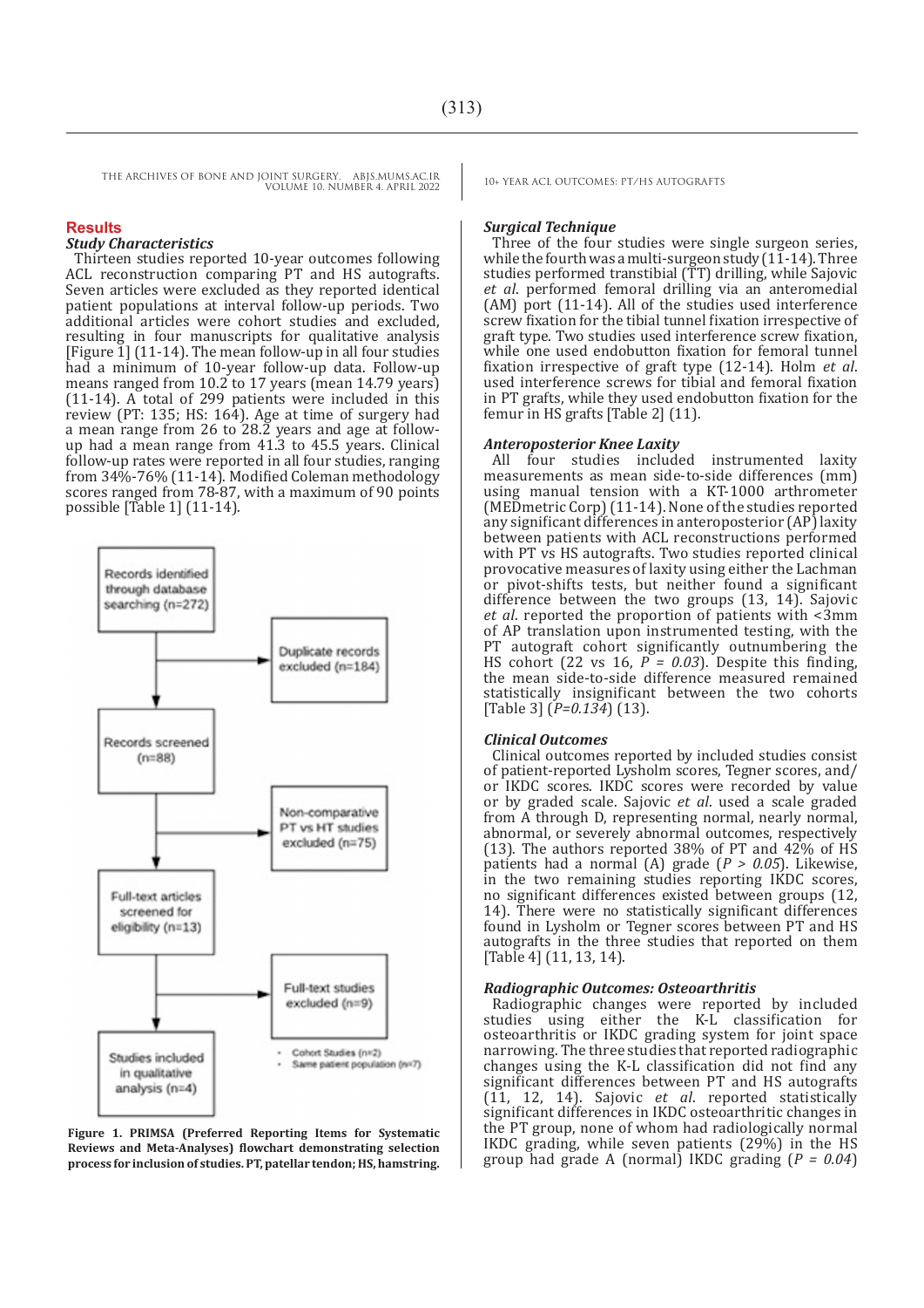## Results

### Study Characteristics

Thirteen studies reported 10-year outcomes following ACL reconstruction comparing PT and HS autografts. Seven articles were excluded as they reported identical patient populations at interval follow-up periods. Two additional articles were cohort studies and excluded, resulting in four manuscripts for qualitative analysis [Figure 1] (11-14). The mean follow-up in all four studies had a minimum of 10-year follow-up data. Follow-up means ranged from 10.2 to 17 years (mean 14.79 years) (11-14). A total of 299 patients were included in this review (PT: 135; HS: 164). Age at time of surgery had a mean range from 26 to 28.2 years and age at follow-up had a mean range from 41.3 to 45.5 years. Clinical follow-up rates were reported in all four studies, ranging from 34%-76% (11-14). Modified Coleman methodology scores ranged from 78-87, with a maximum of 90 points possible [Table 1] (11-14).

Records identified through database searching (n=272)

Duplicate records excluded (n=184)

Records screened (n=88)

Non-comparative PT vs HT studies excluded (n=75)

Full-text articles screened for eligibility (n=13)

Full-text studies excluded (n=9)

- Cohort Studies (n=2)
- Same patient population (n=7)

Studies included in qualitative analysis (n=4)

**Figure 1. PRIMSA (Preferred Reporting Items for Systematic Reviews and Meta-Analyses) flowchart demonstrating selection process for inclusion of studies. PT, patellar tendon; HS, hamstring.**

### Surgical Technique

Three of the four studies were single surgeon series, while the fourth was a multi-surgeon study (11-14). Three studies performed transtibial (TT) drilling, while Sajovic *et al*. performed femoral drilling via an anteromedial (AM) port (11-14). All of the studies used interference screw fixation for the tibial tunnel fixation irrespective of graft type. Two studies used interference screw fixation, while one used endobutton fixation for femoral tunnel fixation irrespective of graft type (12-14). Holm *et al*. used interference screws for tibial and femoral fixation in PT grafts, while they used endobutton fixation for the femur in HS grafts [Table 2] (11).

### Anteroposterior Knee Laxity

All four studies included instrumented laxity measurements as mean side-to-side differences (mm) using manual tension with a KT-1000 arthrometer (MEDmetric Corp) (11-14). None of the studies reported any significant differences in anteroposterior (AP) laxity between patients with ACL reconstructions performed with PT vs HS autografts. Two studies reported clinical provocative measures of laxity using either the Lachman or pivot-shifts tests, but neither found a significant difference between the two groups (13, 14). Sajovic *et al*. reported the proportion of patients with <3mm of AP translation upon instrumented testing, with the PT autograft cohort significantly outnumbering the HS cohort (22 vs 16, $P = 0.03$). Despite this finding, the mean side-to-side difference measured remained statistically insignificant between the two cohorts [Table 3] ($P=0.134$) (13).

### Clinical Outcomes

Clinical outcomes reported by included studies consist of patient-reported Lysholm scores, Tegner scores, and/or IKDC scores. IKDC scores were recorded by value or by graded scale. Sajovic *et al*. used a scale graded from A through D, representing normal, nearly normal, abnormal, or severely abnormal outcomes, respectively (13). The authors reported 38% of PT and 42% of HS patients had a normal (A) grade ($P > 0.05$). Likewise, in the two remaining studies reporting IKDC scores, no significant differences existed between groups (12, 14). There were no statistically significant differences found in Lysholm or Tegner scores between PT and HS autografts in the three studies that reported on them [Table 4] (11, 13, 14).

### Radiographic Outcomes: Osteoarthritis

Radiographic changes were reported by included studies using either the K-L classification for osteoarthritis or IKDC grading system for joint space narrowing. The three studies that reported radiographic changes using the K-L classification did not find any significant differences between PT and HS autografts (11, 12, 14). Sajovic *et al*. reported statistically significant differences in IKDC osteoarthritic changes in the PT group, none of whom had radiologically normal IKDC grading, while seven patients (29%) in the HS group had grade A (normal) IKDC grading ($P = 0.04$)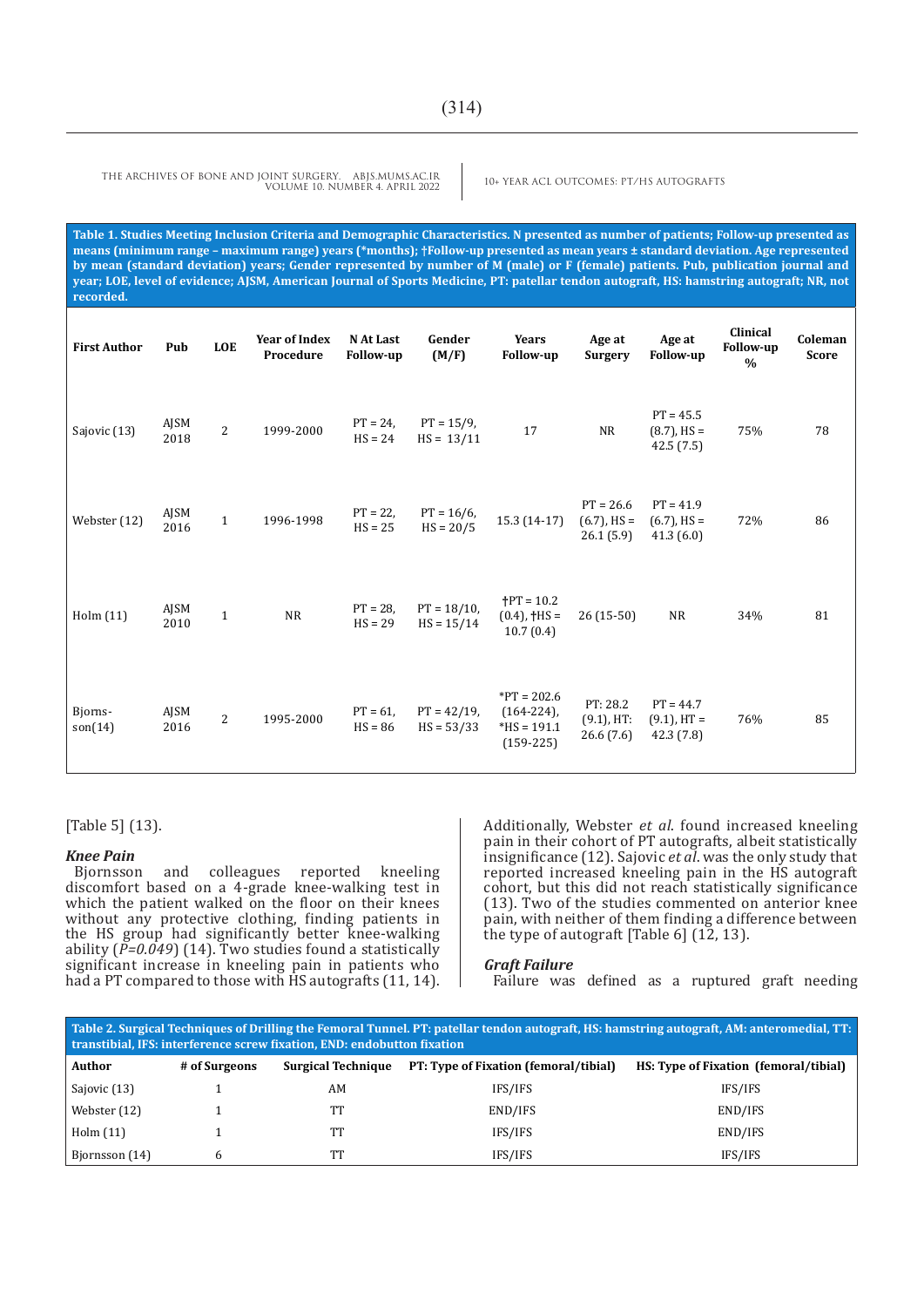Table 1. Studies Meeting Inclusion Criteria and Demographic Characteristics. N presented as number of patients; Follow-up presented as means (minimum range – maximum range) years (*months); †Follow-up presented as mean years ± standard deviation. Age represented by mean (standard deviation) years; Gender represented by number of M (male) or F (female) patients. Pub, publication journal and year; LOE, level of evidence; AJSM, American Journal of Sports Medicine, PT: patellar tendon autograft, HS: hamstring autograft; NR, not recorded.

| First Author | Pub | LOE | Year of Index Procedure | N At Last Follow-up | Gender (M/F) | Years Follow-up | Age at Surgery | Age at Follow-up | Clinical Follow-up % | Coleman Score |
|---|---|---|---|---|---|---|---|---|---|---|
| Sajovic (13) | AJSM 2018 | 2 | 1999-2000 | PT = 24, HS = 24 | PT = 15/9, HS = 13/11 | 17 | NR | PT = 45.5 (8.7), HS = 42.5 (7.5) | 75% | 78 |
| Webster (12) | AJSM 2016 | 1 | 1996-1998 | PT = 22, HS = 25 | PT = 16/6, HS = 20/5 | 15.3 (14-17) | PT = 26.6 (6.7), HS = 26.1 (5.9) | PT = 41.9 (6.7), HS = 41.3 (6.0) | 72% | 86 |
| Holm (11) | AJSM 2010 | 1 | NR | PT = 28, HS = 29 | PT = 18/10, HS = 15/14 | †PT = 10.2 (0.4), †HS = 10.7 (0.4) | 26 (15-50) | NR | 34% | 81 |
| Bjornsson(14) | AJSM 2016 | 2 | 1995-2000 | PT = 61, HS = 86 | PT = 42/19, HS = 53/33 | *PT = 202.6 (164-224), *HS = 191.1 (159-225) | PT: 28.2 (9.1), HT: 26.6 (7.6) | PT = 44.7 (9.1), HT = 42.3 (7.8) | 76% | 85 |

[Table 5] (13).

### *Knee Pain*

Bjornsson and colleagues reported kneeling discomfort based on a 4-grade knee-walking test in which the patient walked on the floor on their knees without any protective clothing, finding patients in the HS group had significantly better knee-walking ability (*P=0.049*) (14). Two studies found a statistically significant increase in kneeling pain in patients who had a PT compared to those with HS autografts (11, 14). Additionally, Webster *et al*. found increased kneeling pain in their cohort of PT autografts, albeit statistically insignificance (12). Sajovic *et al*. was the only study that reported increased kneeling pain in the HS autograft cohort, but this did not reach statistically significance (13). Two of the studies commented on anterior knee pain, with neither of them finding a difference between the type of autograft [Table 6] (12, 13).

### *Graft Failure*

Failure was defined as a ruptured graft needing

Table 2. Surgical Techniques of Drilling the Femoral Tunnel. PT: patellar tendon autograft, HS: hamstring autograft, AM: anteromedial, TT: transtibial, IFS: interference screw fixation, END: endobutton fixation

| Author | # of Surgeons | Surgical Technique | PT: Type of Fixation (femoral/tibial) | HS: Type of Fixation (femoral/tibial) |
|---|---|---|---|---|
| Sajovic (13) | 1 | AM | IFS/IFS | IFS/IFS |
| Webster (12) | 1 | TT | END/IFS | END/IFS |
| Holm (11) | 1 | TT | IFS/IFS | END/IFS |
| Bjornsson (14) | 6 | TT | IFS/IFS | IFS/IFS |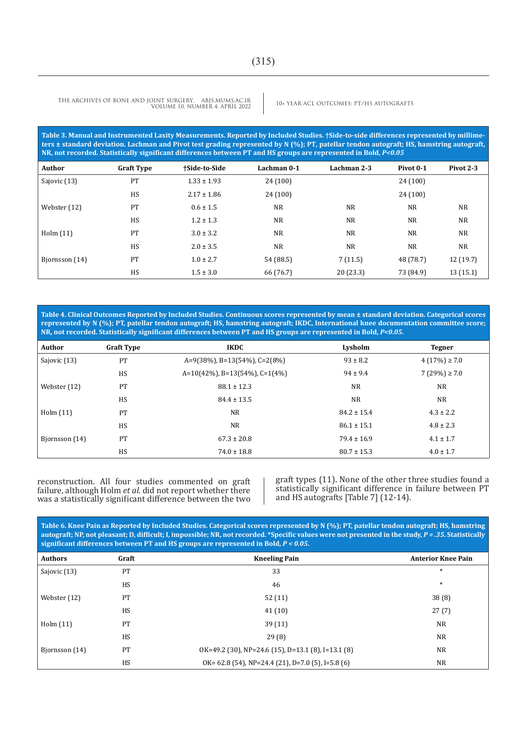**Table 3. Manual and Instrumented Laxity Measurements. Reported by Included Studies. †Side-to-side differences represented by millimeters ± standard deviation. Lachman and Pivot test grading represented by N (%); PT, patellar tendon autograft; HS, hamstring autograft, NR, not recorded. Statistically significant differences between PT and HS groups are represented in Bold, *P<0.05***

| Author | Graft Type | †Side-to-Side | Lachman 0-1 | Lachman 2-3 | Pivot 0-1 | Pivot 2-3 |
|---|---|---|---|---|---|---|
| Sajovic (13) | PT | 1.33 ± 1.93 | 24 (100) | | 24 (100) | |
| | HS | 2.17 ± 1.86 | 24 (100) | | 24 (100) | |
| Webster (12) | PT | 0.6 ± 1.5 | NR | NR | NR | NR |
| | HS | 1.2 ± 1.3 | NR | NR | NR | NR |
| Holm (11) | PT | 3.0 ± 3.2 | NR | NR | NR | NR |
| | HS | 2.0 ± 3.5 | NR | NR | NR | NR |
| Bjornsson (14) | PT | 1.0 ± 2.7 | 54 (88.5) | 7 (11.5) | 48 (78.7) | 12 (19.7) |
| | HS | 1.5 ± 3.0 | 66 (76.7) | 20 (23.3) | 73 (84.9) | 13 (15.1) |

**Table 4. Clinical Outcomes Reported by Included Studies. Continuous scores represented by mean ± standard deviation. Categorical scores represented by N (%); PT, patellar tendon autograft; HS, hamstring autograft; IKDC, International knee documentation committee score; NR, not recorded. Statistically significant differences between PT and HS groups are represented in Bold, *P<0.05*.**

| Author | Graft Type | IKDC | Lysholm | Tegner |
|---|---|---|---|---|
| Sajovic (13) | PT | A=9(38%), B=13(54%), C=2(8%) | 93 ± 8.2 | 4 (17%) ≥ 7.0 |
| | HS | A=10(42%), B=13(54%), C=1(4%) | 94 ± 9.4 | 7 (29%) ≥ 7.0 |
| Webster (12) | PT | 88.1 ± 12.3 | NR | NR |
| | HS | 84.4 ± 13.5 | NR | NR |
| Holm (11) | PT | NR | 84.2 ± 15.4 | 4.3 ± 2.2 |
| | HS | NR | 86.1 ± 15.1 | 4.8 ± 2.3 |
| Bjornsson (14) | PT | 67.3 ± 20.8 | 79.4 ± 16.9 | 4.1 ± 1.7 |
| | HS | 74.0 ± 18.8 | 80.7 ± 15.3 | 4.0 ± 1.7 |

reconstruction. All four studies commented on graft failure, although Holm *et al.* did not report whether there was a statistically significant difference between the two graft types (11). None of the other three studies found a statistically significant difference in failure between PT and HS autografts [Table 7] (12-14).

**Table 6. Knee Pain as Reported by Included Studies. Categorical scores represented by N (%); PT, patellar tendon autograft; HS, hamstring autograft; NP, not pleasant; D, difficult; I, impossible; NR, not recorded. *Specific values were not presented in the study, *P = .35*. Statistically significant differences between PT and HS groups are represented in Bold, *P < 0.05*.**

| Authors | Graft | Kneeling Pain | Anterior Knee Pain |
|---|---|---|---|
| Sajovic (13) | PT | 33 | * |
| | HS | 46 | * |
| Webster (12) | PT | 52 (11) | 38 (8) |
| | HS | 41 (10) | 27 (7) |
| Holm (11) | PT | 39 (11) | NR |
| | HS | 29 (8) | NR |
| Bjornsson (14) | PT | OK=49.2 (30), NP=24.6 (15), D=13.1 (8), I=13.1 (8) | NR |
| | HS | OK= 62.8 (54), NP=24.4 (21), D=7.0 (5), I=5.8 (6) | NR |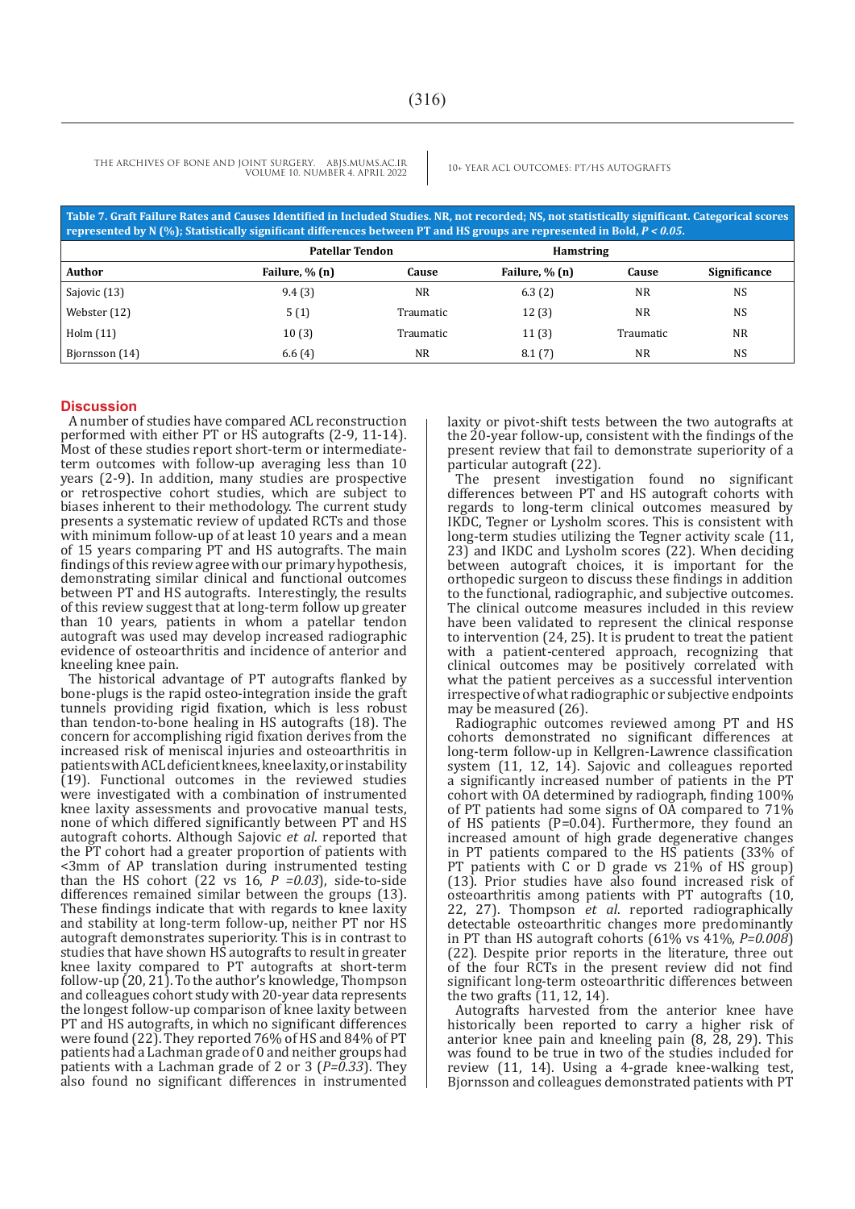**Table 7. Graft Failure Rates and Causes Identified in Included Studies. NR, not recorded; NS, not statistically significant. Categorical scores represented by N (%); Statistically significant differences between PT and HS groups are represented in Bold, $P < 0.05$.**

| | Patellar Tendon | | Hamstring | | |
|---|---|---|---|---|---|
| **Author** | **Failure, % (n)** | **Cause** | **Failure, % (n)** | **Cause** | **Significance** |
| Sajovic (13) | 9.4 (3) | NR | 6.3 (2) | NR | NS |
| Webster (12) | 5 (1) | Traumatic | 12 (3) | NR | NS |
| Holm (11) | 10 (3) | Traumatic | 11 (3) | Traumatic | NR |
| Bjornsson (14) | 6.6 (4) | NR | 8.1 (7) | NR | NS |

## Discussion

A number of studies have compared ACL reconstruction performed with either PT or HS autografts (2-9, 11-14). Most of these studies report short-term or intermediate-term outcomes with follow-up averaging less than 10 years (2-9). In addition, many studies are prospective or retrospective cohort studies, which are subject to biases inherent to their methodology. The current study presents a systematic review of updated RCTs and those with minimum follow-up of at least 10 years and a mean of 15 years comparing PT and HS autografts. The main findings of this review agree with our primary hypothesis, demonstrating similar clinical and functional outcomes between PT and HS autografts. Interestingly, the results of this review suggest that at long-term follow up greater than 10 years, patients in whom a patellar tendon autograft was used may develop increased radiographic evidence of osteoarthritis and incidence of anterior and kneeling knee pain.

The historical advantage of PT autografts flanked by bone-plugs is the rapid osteo-integration inside the graft tunnels providing rigid fixation, which is less robust than tendon-to-bone healing in HS autografts (18). The concern for accomplishing rigid fixation derives from the increased risk of meniscal injuries and osteoarthritis in patients with ACL deficient knees, knee laxity, or instability (19). Functional outcomes in the reviewed studies were investigated with a combination of instrumented knee laxity assessments and provocative manual tests, none of which differed significantly between PT and HS autograft cohorts. Although Sajovic *et al.* reported that the PT cohort had a greater proportion of patients with <3mm of AP translation during instrumented testing than the HS cohort (22 vs 16, $P = 0.03$), side-to-side differences remained similar between the groups (13). These findings indicate that with regards to knee laxity and stability at long-term follow-up, neither PT nor HS autograft demonstrates superiority. This is in contrast to studies that have shown HS autografts to result in greater knee laxity compared to PT autografts at short-term follow-up (20, 21). To the author's knowledge, Thompson and colleagues cohort study with 20-year data represents the longest follow-up comparison of knee laxity between PT and HS autografts, in which no significant differences were found (22). They reported 76% of HS and 84% of PT patients had a Lachman grade of 0 and neither groups had patients with a Lachman grade of 2 or 3 ($P=0.33$). They also found no significant differences in instrumented laxity or pivot-shift tests between the two autografts at the 20-year follow-up, consistent with the findings of the present review that fail to demonstrate superiority of a particular autograft (22).

The present investigation found no significant differences between PT and HS autograft cohorts with regards to long-term clinical outcomes measured by IKDC, Tegner or Lysholm scores. This is consistent with long-term studies utilizing the Tegner activity scale (11, 23) and IKDC and Lysholm scores (22). When deciding between autograft choices, it is important for the orthopedic surgeon to discuss these findings in addition to the functional, radiographic, and subjective outcomes. The clinical outcome measures included in this review have been validated to represent the clinical response to intervention (24, 25). It is prudent to treat the patient with a patient-centered approach, recognizing that clinical outcomes may be positively correlated with what the patient perceives as a successful intervention irrespective of what radiographic or subjective endpoints may be measured (26).

Radiographic outcomes reviewed among PT and HS cohorts demonstrated no significant differences at long-term follow-up in Kellgren-Lawrence classification system (11, 12, 14). Sajovic and colleagues reported a significantly increased number of patients in the PT cohort with OA determined by radiograph, finding 100% of PT patients had some signs of OA compared to 71% of HS patients (P=0.04). Furthermore, they found an increased amount of high grade degenerative changes in PT patients compared to the HS patients (33% of PT patients with C or D grade vs 21% of HS group) (13). Prior studies have also found increased risk of osteoarthritis among patients with PT autografts (10, 22, 27). Thompson *et al*. reported radiographically detectable osteoarthritic changes more predominantly in PT than HS autograft cohorts (61% vs 41%, $P=0.008$) (22). Despite prior reports in the literature, three out of the four RCTs in the present review did not find significant long-term osteoarthritic differences between the two grafts (11, 12, 14).

Autografts harvested from the anterior knee have historically been reported to carry a higher risk of anterior knee pain and kneeling pain (8, 28, 29). This was found to be true in two of the studies included for review (11, 14). Using a 4-grade knee-walking test, Bjornsson and colleagues demonstrated patients with PT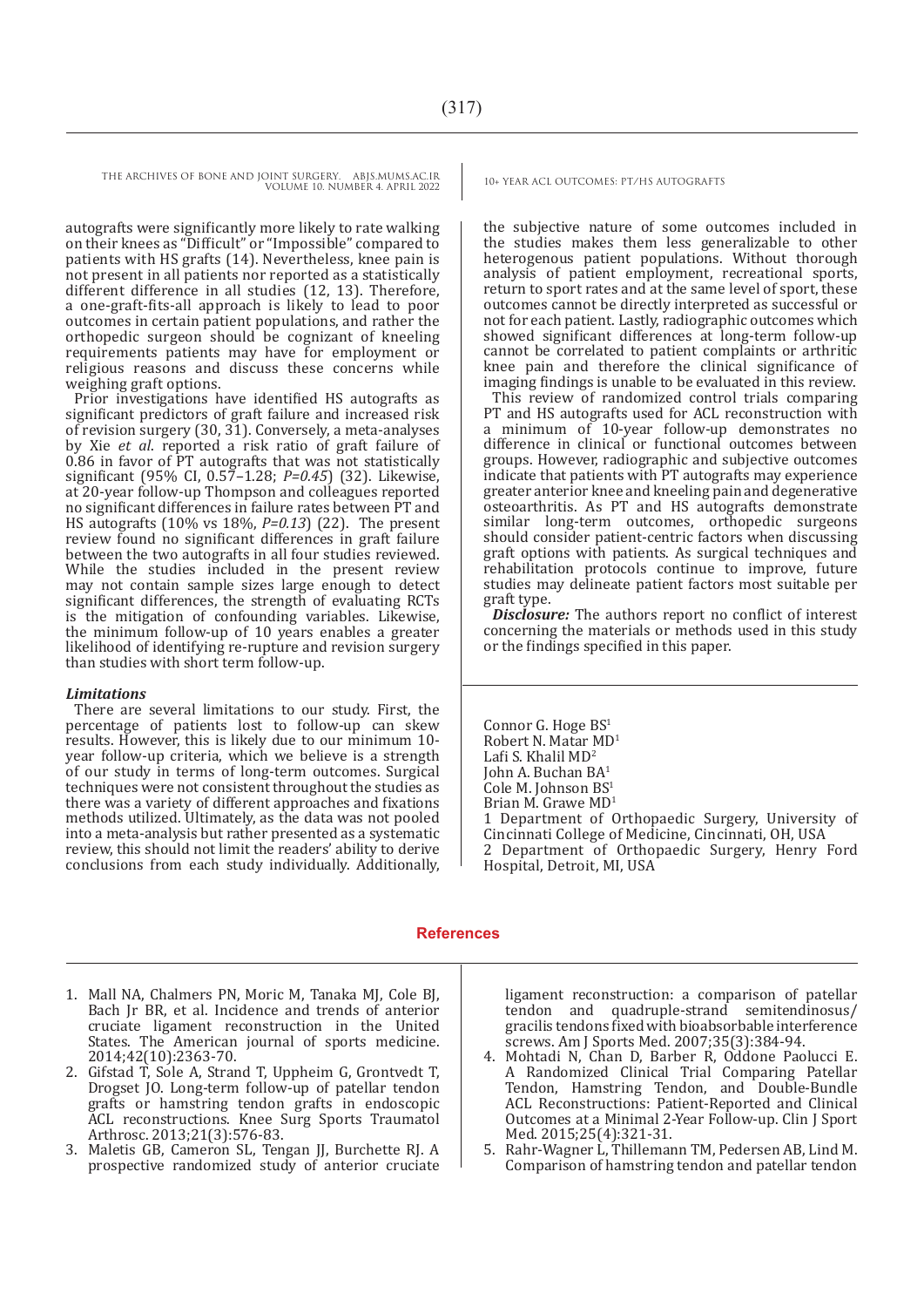autografts were significantly more likely to rate walking on their knees as "Difficult" or "Impossible" compared to patients with HS grafts (14). Nevertheless, knee pain is not present in all patients nor reported as a statistically different difference in all studies (12, 13). Therefore, a one-graft-fits-all approach is likely to lead to poor outcomes in certain patient populations, and rather the orthopedic surgeon should be cognizant of kneeling requirements patients may have for employment or religious reasons and discuss these concerns while weighing graft options.

Prior investigations have identified HS autografts as significant predictors of graft failure and increased risk of revision surgery (30, 31). Conversely, a meta-analyses by Xie *et al*. reported a risk ratio of graft failure of 0.86 in favor of PT autografts that was not statistically significant (95% CI, 0.57–1.28; *P=0.45*) (32). Likewise, at 20-year follow-up Thompson and colleagues reported no significant differences in failure rates between PT and HS autografts (10% vs 18%, *P=0.13*) (22). The present review found no significant differences in graft failure between the two autografts in all four studies reviewed. While the studies included in the present review may not contain sample sizes large enough to detect significant differences, the strength of evaluating RCTs is the mitigation of confounding variables. Likewise, the minimum follow-up of 10 years enables a greater likelihood of identifying re-rupture and revision surgery than studies with short term follow-up.

### *Limitations*

There are several limitations to our study. First, the percentage of patients lost to follow-up can skew results. However, this is likely due to our minimum 10-year follow-up criteria, which we believe is a strength of our study in terms of long-term outcomes. Surgical techniques were not consistent throughout the studies as there was a variety of different approaches and fixations methods utilized. Ultimately, as the data was not pooled into a meta-analysis but rather presented as a systematic review, this should not limit the readers' ability to derive conclusions from each study individually. Additionally, the subjective nature of some outcomes included in the studies makes them less generalizable to other heterogenous patient populations. Without thorough analysis of patient employment, recreational sports, return to sport rates and at the same level of sport, these outcomes cannot be directly interpreted as successful or not for each patient. Lastly, radiographic outcomes which showed significant differences at long-term follow-up cannot be correlated to patient complaints or arthritic knee pain and therefore the clinical significance of imaging findings is unable to be evaluated in this review.

This review of randomized control trials comparing PT and HS autografts used for ACL reconstruction with a minimum of 10-year follow-up demonstrates no difference in clinical or functional outcomes between groups. However, radiographic and subjective outcomes indicate that patients with PT autografts may experience greater anterior knee and kneeling pain and degenerative osteoarthritis. As PT and HS autografts demonstrate similar long-term outcomes, orthopedic surgeons should consider patient-centric factors when discussing graft options with patients. As surgical techniques and rehabilitation protocols continue to improve, future studies may delineate patient factors most suitable per graft type.

***Disclosure:*** The authors report no conflict of interest concerning the materials or methods used in this study or the findings specified in this paper.

Connor G. Hoge BS[1]
Robert N. Matar MD[1]
Lafi S. Khalil MD[2]
John A. Buchan BA[1]
Cole M. Johnson BS[1]
Brian M. Grawe MD[1]
1 Department of Orthopaedic Surgery, University of Cincinnati College of Medicine, Cincinnati, OH, USA
2 Department of Orthopaedic Surgery, Henry Ford Hospital, Detroit, MI, USA

## References

1. Mall NA, Chalmers PN, Moric M, Tanaka MJ, Cole BJ, Bach Jr BR, et al. Incidence and trends of anterior cruciate ligament reconstruction in the United States. The American journal of sports medicine. 2014;42(10):2363-70.
2. Gifstad T, Sole A, Strand T, Uppheim G, Grontvedt T, Drogset JO. Long-term follow-up of patellar tendon grafts or hamstring tendon grafts in endoscopic ACL reconstructions. Knee Surg Sports Traumatol Arthrosc. 2013;21(3):576-83.
3. Maletis GB, Cameron SL, Tengan JJ, Burchette RJ. A prospective randomized study of anterior cruciate ligament reconstruction: a comparison of patellar tendon and quadruple-strand semitendinosus/gracilis tendons fixed with bioabsorbable interference screws. Am J Sports Med. 2007;35(3):384-94.
4. Mohtadi N, Chan D, Barber R, Oddone Paolucci E. A Randomized Clinical Trial Comparing Patellar Tendon, Hamstring Tendon, and Double-Bundle ACL Reconstructions: Patient-Reported and Clinical Outcomes at a Minimal 2-Year Follow-up. Clin J Sport Med. 2015;25(4):321-31.
5. Rahr-Wagner L, Thillemann TM, Pedersen AB, Lind M. Comparison of hamstring tendon and patellar tendon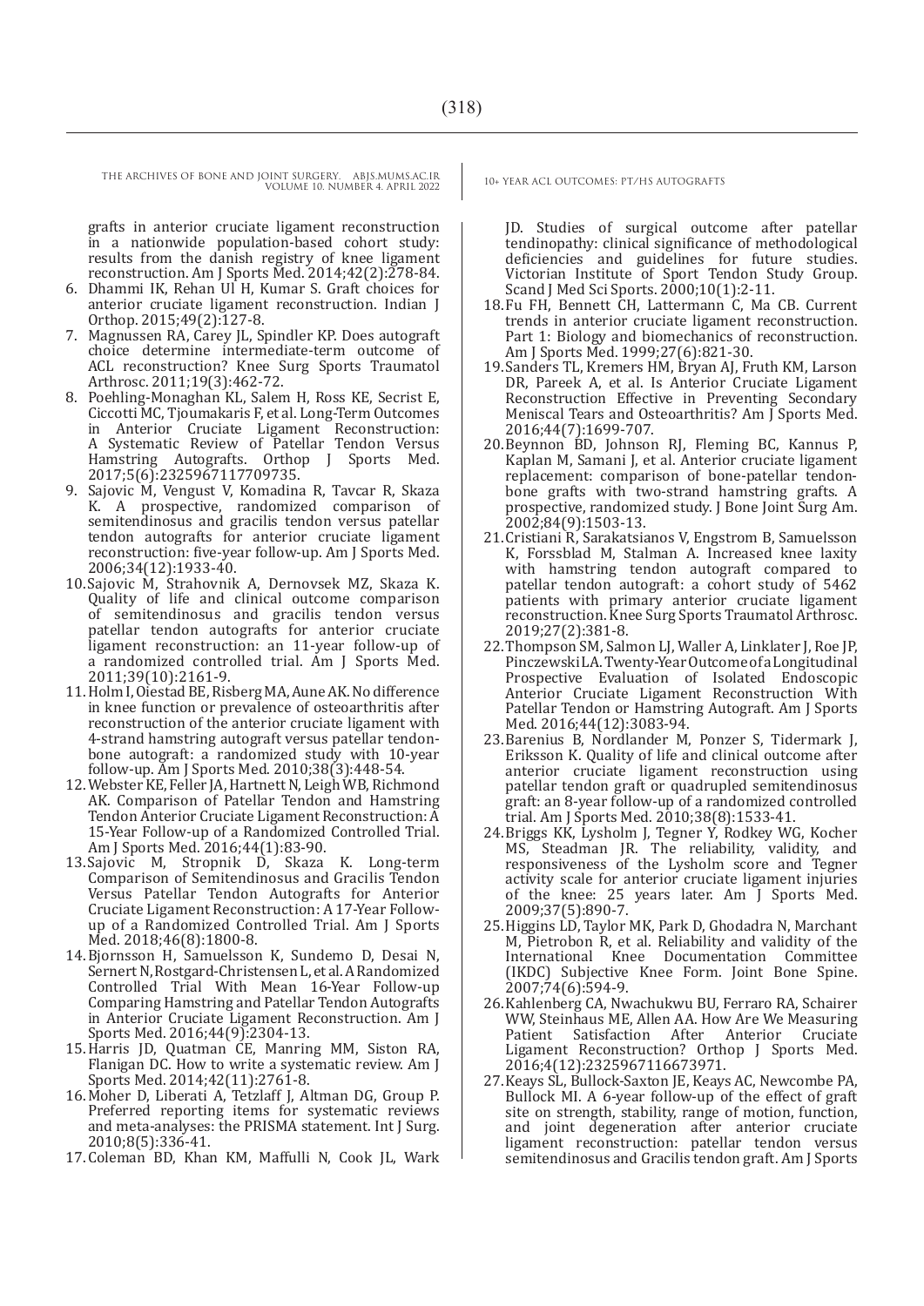grafts in anterior cruciate ligament reconstruction in a nationwide population-based cohort study: results from the danish registry of knee ligament reconstruction. Am J Sports Med. 2014;42(2):278-84.

6. Dhammi IK, Rehan Ul H, Kumar S. Graft choices for anterior cruciate ligament reconstruction. Indian J Orthop. 2015;49(2):127-8.
7. Magnussen RA, Carey JL, Spindler KP. Does autograft choice determine intermediate-term outcome of ACL reconstruction? Knee Surg Sports Traumatol Arthrosc. 2011;19(3):462-72.
8. Poehling-Monaghan KL, Salem H, Ross KE, Secrist E, Ciccotti MC, Tjoumakaris F, et al. Long-Term Outcomes in Anterior Cruciate Ligament Reconstruction: A Systematic Review of Patellar Tendon Versus Hamstring Autografts. Orthop J Sports Med. 2017;5(6):2325967117709735.
9. Sajovic M, Vengust V, Komadina R, Tavcar R, Skaza K. A prospective, randomized comparison of semitendinosus and gracilis tendon versus patellar tendon autografts for anterior cruciate ligament reconstruction: five-year follow-up. Am J Sports Med. 2006;34(12):1933-40.
10. Sajovic M, Strahovnik A, Dernovsek MZ, Skaza K. Quality of life and clinical outcome comparison of semitendinosus and gracilis tendon versus patellar tendon autografts for anterior cruciate ligament reconstruction: an 11-year follow-up of a randomized controlled trial. Am J Sports Med. 2011;39(10):2161-9.
11. Holm I, Oiestad BE, Risberg MA, Aune AK. No difference in knee function or prevalence of osteoarthritis after reconstruction of the anterior cruciate ligament with 4-strand hamstring autograft versus patellar tendon-bone autograft: a randomized study with 10-year follow-up. Am J Sports Med. 2010;38(3):448-54.
12. Webster KE, Feller JA, Hartnett N, Leigh WB, Richmond AK. Comparison of Patellar Tendon and Hamstring Tendon Anterior Cruciate Ligament Reconstruction: A 15-Year Follow-up of a Randomized Controlled Trial. Am J Sports Med. 2016;44(1):83-90.
13. Sajovic M, Stropnik D, Skaza K. Long-term Comparison of Semitendinosus and Gracilis Tendon Versus Patellar Tendon Autografts for Anterior Cruciate Ligament Reconstruction: A 17-Year Follow-up of a Randomized Controlled Trial. Am J Sports Med. 2018;46(8):1800-8.
14. Bjornsson H, Samuelsson K, Sundemo D, Desai N, Sernert N, Rostgard-Christensen L, et al. A Randomized Controlled Trial With Mean 16-Year Follow-up Comparing Hamstring and Patellar Tendon Autografts in Anterior Cruciate Ligament Reconstruction. Am J Sports Med. 2016;44(9):2304-13.
15. Harris JD, Quatman CE, Manring MM, Siston RA, Flanigan DC. How to write a systematic review. Am J Sports Med. 2014;42(11):2761-8.
16. Moher D, Liberati A, Tetzlaff J, Altman DG, Group P. Preferred reporting items for systematic reviews and meta-analyses: the PRISMA statement. Int J Surg. 2010;8(5):336-41.
17. Coleman BD, Khan KM, Maffulli N, Cook JL, Wark JD. Studies of surgical outcome after patellar tendinopathy: clinical significance of methodological deficiencies and guidelines for future studies. Victorian Institute of Sport Tendon Study Group. Scand J Med Sci Sports. 2000;10(1):2-11.
18. Fu FH, Bennett CH, Lattermann C, Ma CB. Current trends in anterior cruciate ligament reconstruction. Part 1: Biology and biomechanics of reconstruction. Am J Sports Med. 1999;27(6):821-30.
19. Sanders TL, Kremers HM, Bryan AJ, Fruth KM, Larson DR, Pareek A, et al. Is Anterior Cruciate Ligament Reconstruction Effective in Preventing Secondary Meniscal Tears and Osteoarthritis? Am J Sports Med. 2016;44(7):1699-707.
20. Beynnon BD, Johnson RJ, Fleming BC, Kannus P, Kaplan M, Samani J, et al. Anterior cruciate ligament replacement: comparison of bone-patellar tendon-bone grafts with two-strand hamstring grafts. A prospective, randomized study. J Bone Joint Surg Am. 2002;84(9):1503-13.
21. Cristiani R, Sarakatsianos V, Engstrom B, Samuelsson K, Forssblad M, Stalman A. Increased knee laxity with hamstring tendon autograft compared to patellar tendon autograft: a cohort study of 5462 patients with primary anterior cruciate ligament reconstruction. Knee Surg Sports Traumatol Arthrosc. 2019;27(2):381-8.
22. Thompson SM, Salmon LJ, Waller A, Linklater J, Roe JP, Pinczewski LA. Twenty-Year Outcome of a Longitudinal Prospective Evaluation of Isolated Endoscopic Anterior Cruciate Ligament Reconstruction With Patellar Tendon or Hamstring Autograft. Am J Sports Med. 2016;44(12):3083-94.
23. Barenius B, Nordlander M, Ponzer S, Tidermark J, Eriksson K. Quality of life and clinical outcome after anterior cruciate ligament reconstruction using patellar tendon graft or quadrupled semitendinosus graft: an 8-year follow-up of a randomized controlled trial. Am J Sports Med. 2010;38(8):1533-41.
24. Briggs KK, Lysholm J, Tegner Y, Rodkey WG, Kocher MS, Steadman JR. The reliability, validity, and responsiveness of the Lysholm score and Tegner activity scale for anterior cruciate ligament injuries of the knee: 25 years later. Am J Sports Med. 2009;37(5):890-7.
25. Higgins LD, Taylor MK, Park D, Ghodadra N, Marchant M, Pietrobon R, et al. Reliability and validity of the International Knee Documentation Committee (IKDC) Subjective Knee Form. Joint Bone Spine. 2007;74(6):594-9.
26. Kahlenberg CA, Nwachukwu BU, Ferraro RA, Schairer WW, Steinhaus ME, Allen AA. How Are We Measuring Patient Satisfaction After Anterior Cruciate Ligament Reconstruction? Orthop J Sports Med. 2016;4(12):2325967116673971.
27. Keays SL, Bullock-Saxton JE, Keays AC, Newcombe PA, Bullock MI. A 6-year follow-up of the effect of graft site on strength, stability, range of motion, function, and joint degeneration after anterior cruciate ligament reconstruction: patellar tendon versus semitendinosus and Gracilis tendon graft. Am J Sports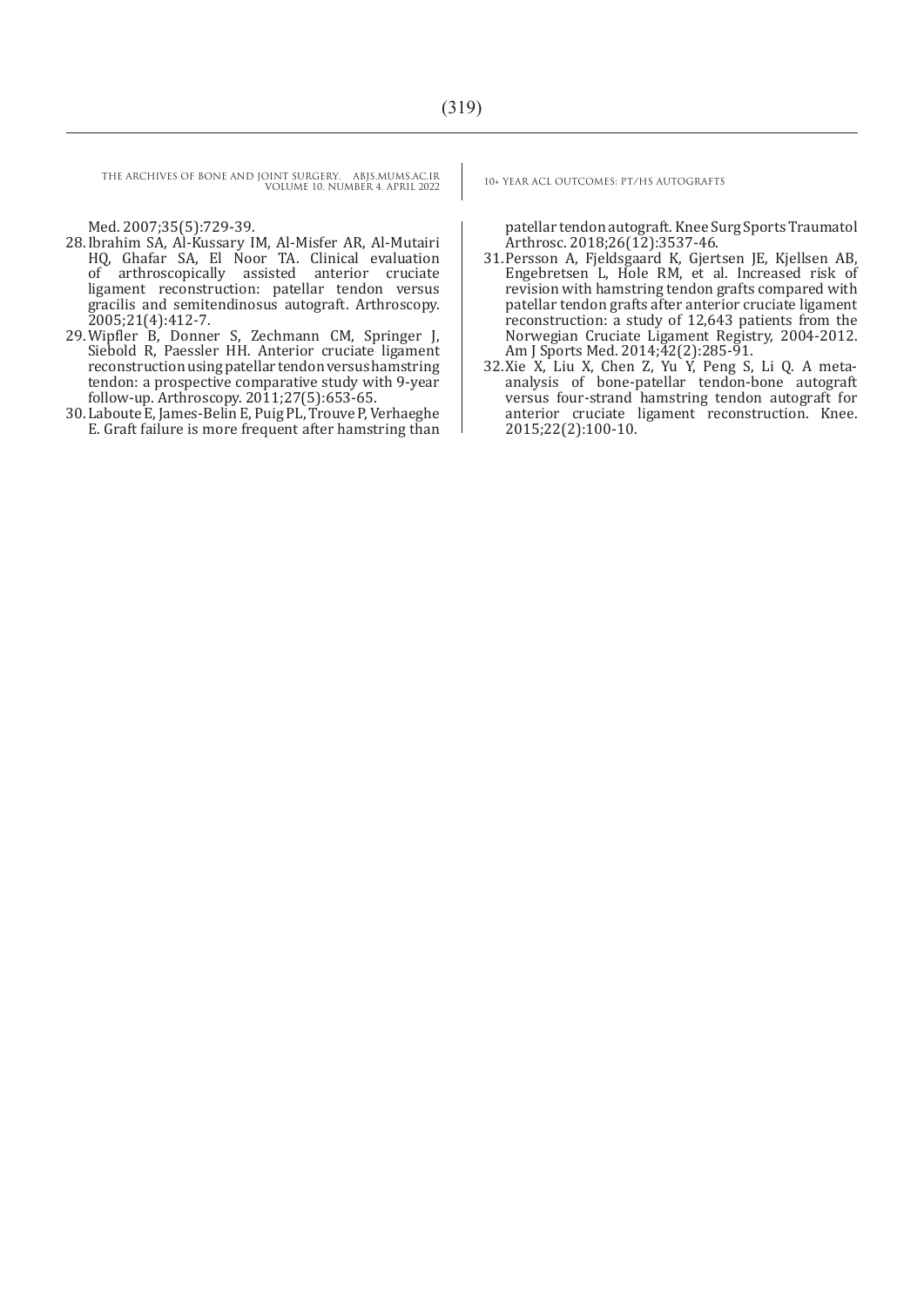Med. 2007;35(5):729-39.

28. Ibrahim SA, Al-Kussary IM, Al-Misfer AR, Al-Mutairi HQ, Ghafar SA, El Noor TA. Clinical evaluation of arthroscopically assisted anterior cruciate ligament reconstruction: patellar tendon versus gracilis and semitendinosus autograft. Arthroscopy. 2005;21(4):412-7.
29. Wipfler B, Donner S, Zechmann CM, Springer J, Siebold R, Paessler HH. Anterior cruciate ligament reconstruction using patellar tendon versus hamstring tendon: a prospective comparative study with 9-year follow-up. Arthroscopy. 2011;27(5):653-65.
30. Laboute E, James-Belin E, Puig PL, Trouve P, Verhaeghe E. Graft failure is more frequent after hamstring than patellar tendon autograft. Knee Surg Sports Traumatol Arthrosc. 2018;26(12):3537-46.
31. Persson A, Fjeldsgaard K, Gjertsen JE, Kjellsen AB, Engebretsen L, Hole RM, et al. Increased risk of revision with hamstring tendon grafts compared with patellar tendon grafts after anterior cruciate ligament reconstruction: a study of 12,643 patients from the Norwegian Cruciate Ligament Registry, 2004-2012. Am J Sports Med. 2014;42(2):285-91.
32. Xie X, Liu X, Chen Z, Yu Y, Peng S, Li Q. A meta-analysis of bone-patellar tendon-bone autograft versus four-strand hamstring tendon autograft for anterior cruciate ligament reconstruction. Knee. 2015;22(2):100-10.